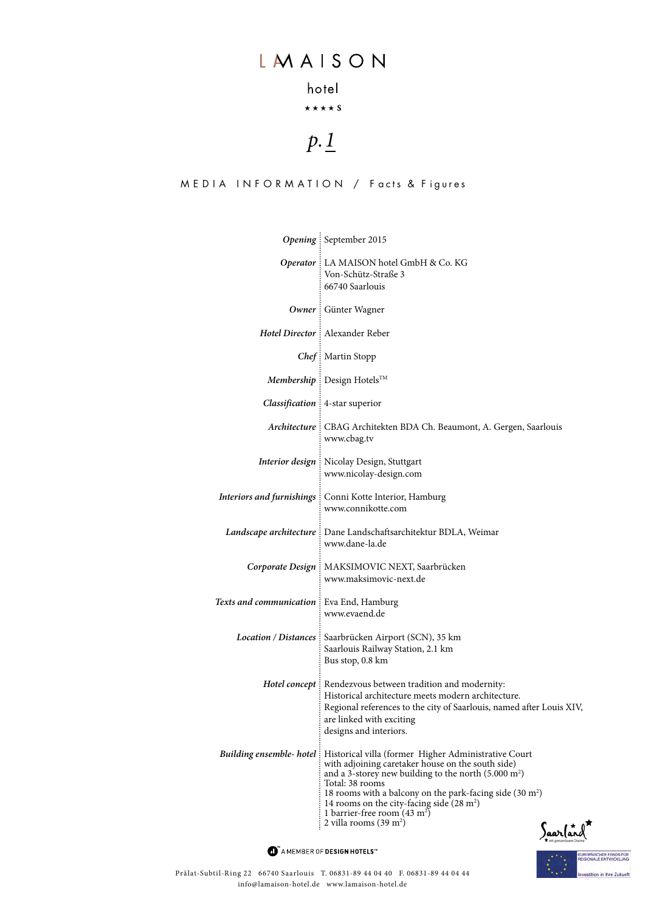# LA MAISON

hotel

★★★★ S

*p.1*

## MEDIA INFORMATION / Facts & Figures

| | |
|---|---|
| ***Opening*** | September 2015 |
| ***Operator*** | LA MAISON hotel GmbH & Co. KG<br>Von-Schütz-Straße 3<br>66740 Saarlouis |
| ***Owner*** | Günter Wagner |
| ***Hotel Director*** | Alexander Reber |
| ***Chef*** | Martin Stopp |
| ***Membership*** | Design Hotels™ |
| ***Classification*** | 4-star superior |
| ***Architecture*** | CBAG Architekten BDA Ch. Beaumont, A. Gergen, Saarlouis<br>www.cbag.tv |
| ***Interior design*** | Nicolay Design, Stuttgart<br>www.nicolay-design.com |
| ***Interiors and furnishings*** | Conni Kotte Interior, Hamburg<br>www.connikotte.com |
| ***Landscape architecture*** | Dane Landschaftsarchitektur BDLA, Weimar<br>www.dane-la.de |
| ***Corporate Design*** | MAKSIMOVIC NEXT, Saarbrücken<br>www.maksimovic-next.de |
| ***Texts and communication*** | Eva End, Hamburg<br>www.evaend.de |
| ***Location / Distances*** | Saarbrücken Airport (SCN), 35 km<br>Saarlouis Railway Station, 2.1 km<br>Bus stop, 0.8 km |
| ***Hotel concept*** | Rendezvous between tradition and modernity:<br>Historical architecture meets modern architecture.<br>Regional references to the city of Saarlouis, named after Louis XIV, are linked with exciting designs and interiors. |
| ***Building ensemble- hotel*** | Historical villa (former Higher Administrative Court with adjoining caretaker house on the south side) and a 3-storey new building to the north (5.000 m²)<br>Total: 38 rooms<br>18 rooms with a balcony on the park-facing side (30 m²)<br>14 rooms on the city-facing side (28 m²)<br>1 barrier-free room (43 m²)<br>2 villa rooms (39 m²) |

A MEMBER OF DESIGN HOTELS™

Saarland – mit grenzenlosem Charme

EUROPÄISCHER FONDS FÜR REGIONALE ENTWICKLUNG – Investition in Ihre Zukunft

Prälat-Subtil-Ring 22 66740 Saarlouis T. 06831-89 44 04 40 F. 06831-89 44 04 44
info@lamaison-hotel.de www.lamaison-hotel.de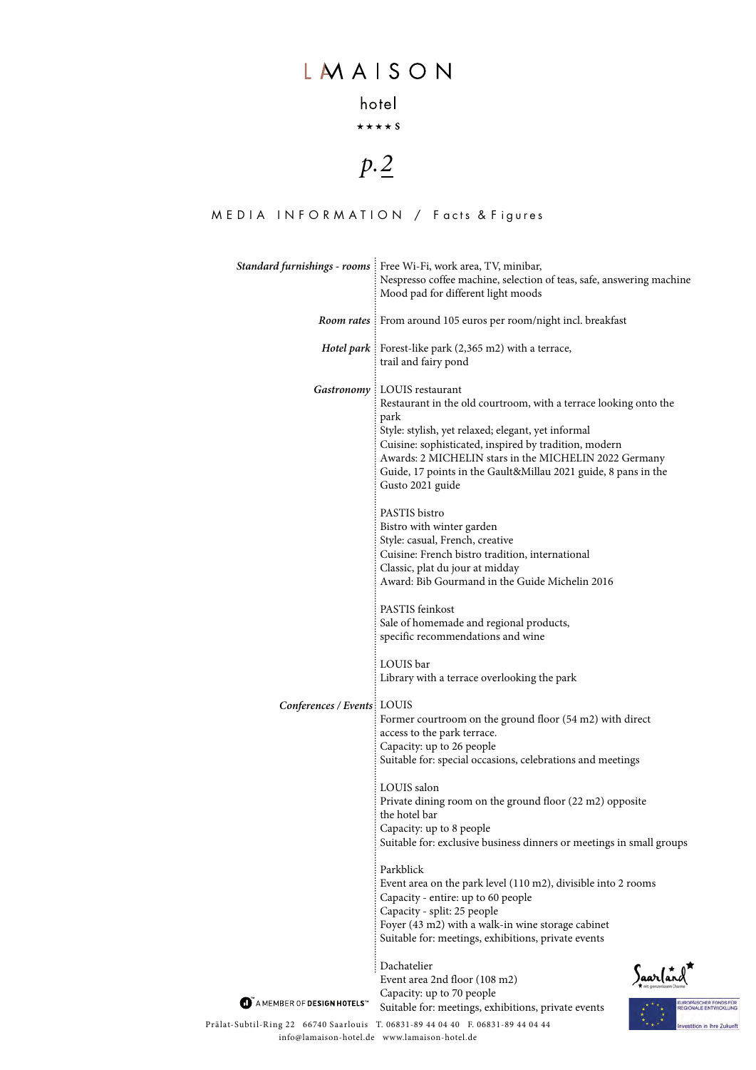# LA MAISON

hotel

★★★★ S

## MEDIA INFORMATION / Facts & Figures

| | |
|---|---|
| *Standard furnishings - rooms* | Free Wi-Fi, work area, TV, minibar,<br>Nespresso coffee machine, selection of teas, safe, answering machine<br>Mood pad for different light moods |
| *Room rates* | From around 105 euros per room/night incl. breakfast |
| *Hotel park* | Forest-like park (2,365 m2) with a terrace,<br>trail and fairy pond |
| *Gastronomy* | LOUIS restaurant<br>Restaurant in the old courtroom, with a terrace looking onto the park<br>Style: stylish, yet relaxed; elegant, yet informal<br>Cuisine: sophisticated, inspired by tradition, modern<br>Awards: 2 MICHELIN stars in the MICHELIN 2022 Germany Guide, 17 points in the Gault&Millau 2021 guide, 8 pans in the Gusto 2021 guide |
| | PASTIS bistro<br>Bistro with winter garden<br>Style: casual, French, creative<br>Cuisine: French bistro tradition, international<br>Classic, plat du jour at midday<br>Award: Bib Gourmand in the Guide Michelin 2016 |
| | PASTIS feinkost<br>Sale of homemade and regional products,<br>specific recommendations and wine |
| | LOUIS bar<br>Library with a terrace overlooking the park |
| *Conferences / Events* | LOUIS<br>Former courtroom on the ground floor (54 m2) with direct access to the park terrace.<br>Capacity: up to 26 people<br>Suitable for: special occasions, celebrations and meetings |
| | LOUIS salon<br>Private dining room on the ground floor (22 m2) opposite the hotel bar<br>Capacity: up to 8 people<br>Suitable for: exclusive business dinners or meetings in small groups |
| | Parkblick<br>Event area on the park level (110 m2), divisible into 2 rooms<br>Capacity - entire: up to 60 people<br>Capacity - split: 25 people<br>Foyer (43 m2) with a walk-in wine storage cabinet<br>Suitable for: meetings, exhibitions, private events |
| | Dachatelier<br>Event area 2nd floor (108 m2)<br>Capacity: up to 70 people<br>Suitable for: meetings, exhibitions, private events |

A MEMBER OF DESIGN HOTELS™

Prälat-Subtil-Ring 22 66740 Saarlouis T. 06831-89 44 04 40 F. 06831-89 44 04 44
info@lamaison-hotel.de www.lamaison-hotel.de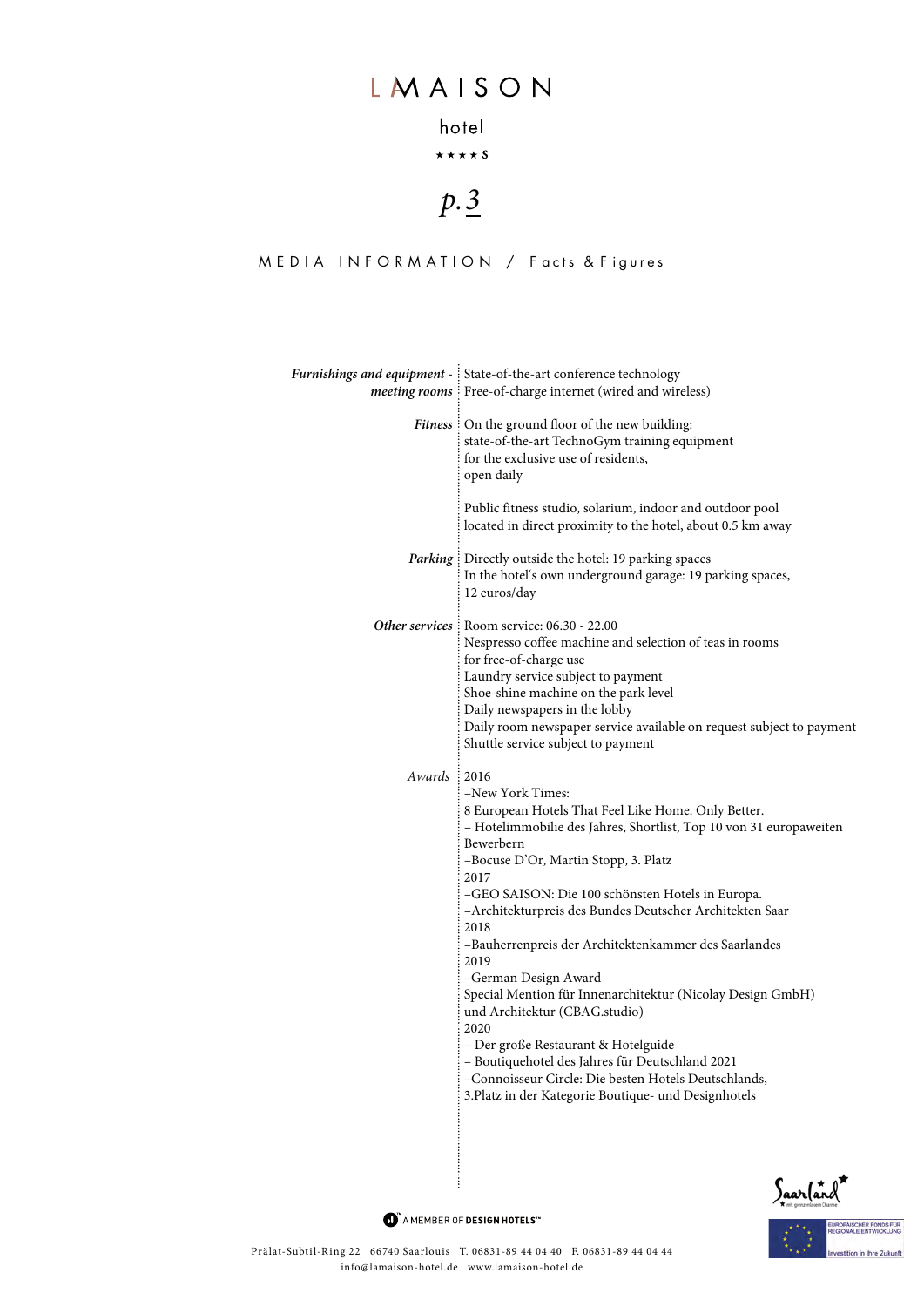# LA MAISON hotel

★★★★S

*p.3*

MEDIA INFORMATION / Facts & Figures

| | |
|---|---|
| ***Furnishings and equipment - meeting rooms*** | State-of-the-art conference technology<br>Free-of-charge internet (wired and wireless) |
| ***Fitness*** | On the ground floor of the new building:<br>state-of-the-art TechnoGym training equipment<br>for the exclusive use of residents,<br>open daily<br><br>Public fitness studio, solarium, indoor and outdoor pool<br>located in direct proximity to the hotel, about 0.5 km away |
| ***Parking*** | Directly outside the hotel: 19 parking spaces<br>In the hotel's own underground garage: 19 parking spaces,<br>12 euros/day |
| ***Other services*** | Room service: 06.30 - 22.00<br>Nespresso coffee machine and selection of teas in rooms<br>for free-of-charge use<br>Laundry service subject to payment<br>Shoe-shine machine on the park level<br>Daily newspapers in the lobby<br>Daily room newspaper service available on request subject to payment<br>Shuttle service subject to payment |
| *Awards* | 2016<br>–New York Times:<br>8 European Hotels That Feel Like Home. Only Better.<br>– Hotelimmobilie des Jahres, Shortlist, Top 10 von 31 europaweiten Bewerbern<br>–Bocuse D'Or, Martin Stopp, 3. Platz<br>2017<br>–GEO SAISON: Die 100 schönsten Hotels in Europa.<br>–Architekturpreis des Bundes Deutscher Architekten Saar<br>2018<br>–Bauherrenpreis der Architektenkammer des Saarlandes<br>2019<br>–German Design Award<br>Special Mention für Innenarchitektur (Nicolay Design GmbH)<br>und Architektur (CBAG.studio)<br>2020<br>– Der große Restaurant & Hotelguide<br>– Boutiquehotel des Jahres für Deutschland 2021<br>–Connoisseur Circle: Die besten Hotels Deutschlands,<br>3.Platz in der Kategorie Boutique- und Designhotels |

A MEMBER OF DESIGN HOTELS™

Saarland – mit grenzenlosem Charme

EUROPÄISCHER FONDS FÜR REGIONALE ENTWICKLUNG – Investition in Ihre Zukunft

Prälat-Subtil-Ring 22 66740 Saarlouis T. 06831-89 44 04 40 F. 06831-89 44 04 44
info@lamaison-hotel.de www.lamaison-hotel.de